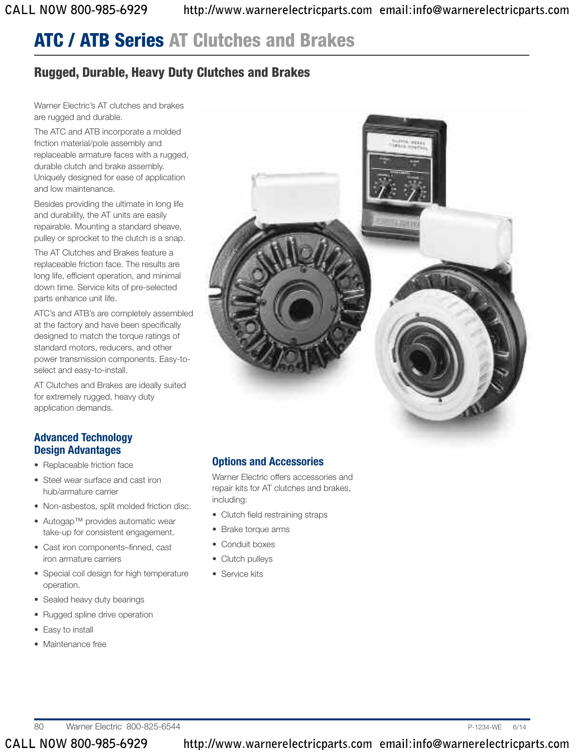# ATC / ATB Series AT Clutches and Brakes

## Rugged, Durable, Heavy Duty Clutches and Brakes

Warner Electric's AT clutches and brakes are rugged and durable.

The ATC and ATB incorporate a molded friction material/pole assembly and replaceable armature faces with a rugged, durable clutch and brake assembly. Uniquely designed for ease of application and low maintenance.

Besides providing the ultimate in long life and durability, the AT units are easily repairable. Mounting a standard sheave, pulley or sprocket to the clutch is a snap.

The AT Clutches and Brakes feature a replaceable friction face. The results are long life, efficient operation, and minimal down time. Service kits of pre-selected parts enhance unit life.

ATC's and ATB's are completely assembled at the factory and have been specifically designed to match the torque ratings of standard motors, reducers, and other power transmission components. Easy-to-select and easy-to-install.

AT Clutches and Brakes are ideally suited for extremely rugged, heavy duty application demands.

### Advanced Technology Design Advantages

- Replaceable friction face
- Steel wear surface and cast iron hub/armature carrier
- Non-asbestos, split molded friction disc.
- Autogap™ provides automatic wear take-up for consistent engagement.
- Cast iron components–finned, cast iron armature carriers
- Special coil design for high temperature operation.
- Sealed heavy duty bearings
- Rugged spline drive operation
- Easy to install
- Maintenance free

### Options and Accessories

Warner Electric offers accessories and repair kits for AT clutches and brakes, including:

- Clutch field restraining straps
- Brake torque arms
- Conduit boxes
- Clutch pulleys
- Service kits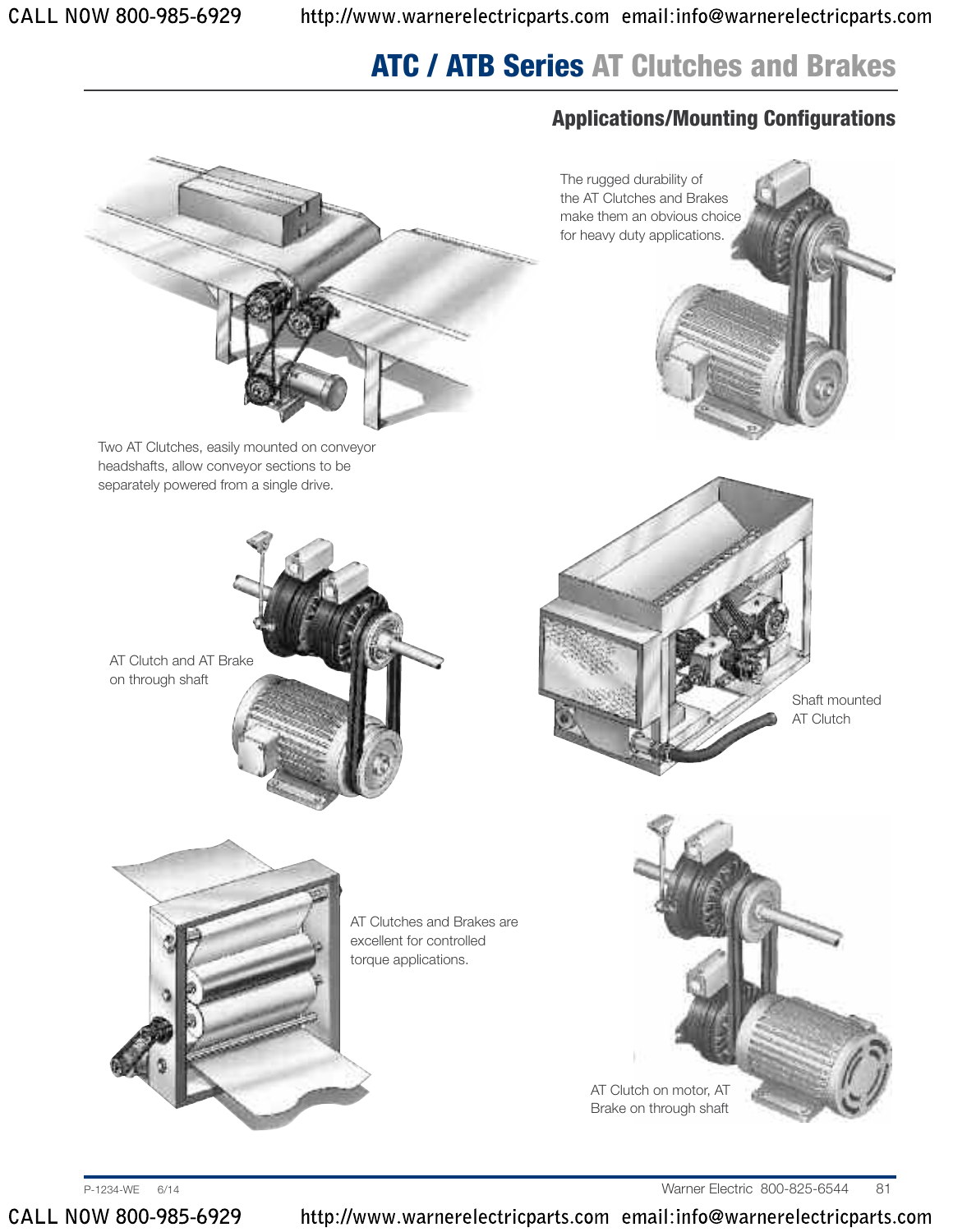# ATC / ATB Series AT Clutches and Brakes

## Applications/Mounting Configurations

Two AT Clutches, easily mounted on conveyor headshafts, allow conveyor sections to be separately powered from a single drive.

The rugged durability of the AT Clutches and Brakes make them an obvious choice for heavy duty applications.

AT Clutch and AT Brake on through shaft

Shaft mounted AT Clutch

AT Clutches and Brakes are excellent for controlled torque applications.

AT Clutch on motor, AT Brake on through shaft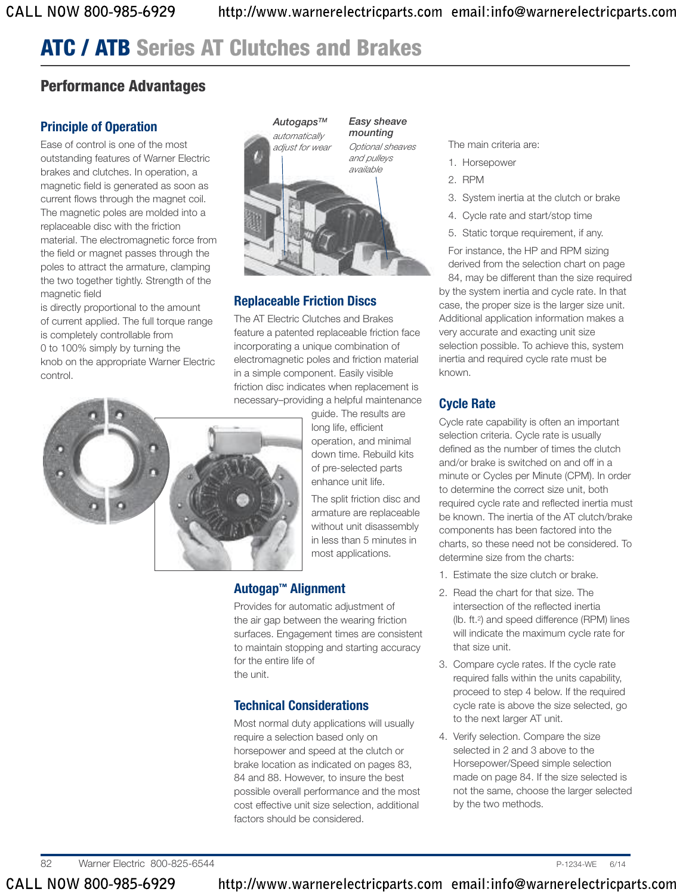# ATC / ATB Series AT Clutches and Brakes

## Performance Advantages

### Principle of Operation

Ease of control is one of the most outstanding features of Warner Electric brakes and clutches. In operation, a magnetic field is generated as soon as current flows through the magnet coil. The magnetic poles are molded into a replaceable disc with the friction material. The electromagnetic force from the field or magnet passes through the poles to attract the armature, clamping the two together tightly. Strength of the magnetic field is directly proportional to the amount of current applied. The full torque range is completely controllable from 0 to 100% simply by turning the knob on the appropriate Warner Electric control.

*Autogaps™ automatically adjust for wear*

*Easy sheave mounting — Optional sheaves and pulleys available*

### Replaceable Friction Discs

The AT Electric Clutches and Brakes feature a patented replaceable friction face incorporating a unique combination of electromagnetic poles and friction material in a simple component. Easily visible friction disc indicates when replacement is necessary–providing a helpful maintenance guide. The results are long life, efficient operation, and minimal down time. Rebuild kits of pre-selected parts enhance unit life.

The split friction disc and armature are replaceable without unit disassembly in less than 5 minutes in most applications.

### Autogap™ Alignment

Provides for automatic adjustment of the air gap between the wearing friction surfaces. Engagement times are consistent to maintain stopping and starting accuracy for the entire life of the unit.

### Technical Considerations

Most normal duty applications will usually require a selection based only on horsepower and speed at the clutch or brake location as indicated on pages 83, 84 and 88. However, to insure the best possible overall performance and the most cost effective unit size selection, additional factors should be considered.

The main criteria are:

1. Horsepower
2. RPM
3. System inertia at the clutch or brake
4. Cycle rate and start/stop time
5. Static torque requirement, if any.

For instance, the HP and RPM sizing derived from the selection chart on page 84, may be different than the size required by the system inertia and cycle rate. In that case, the proper size is the larger size unit. Additional application information makes a very accurate and exacting unit size selection possible. To achieve this, system inertia and required cycle rate must be known.

### Cycle Rate

Cycle rate capability is often an important selection criteria. Cycle rate is usually defined as the number of times the clutch and/or brake is switched on and off in a minute or Cycles per Minute (CPM). In order to determine the correct size unit, both required cycle rate and reflected inertia must be known. The inertia of the AT clutch/brake components has been factored into the charts, so these need not be considered. To determine size from the charts:

1. Estimate the size clutch or brake.
2. Read the chart for that size. The intersection of the reflected inertia (lb. ft.$^2$) and speed difference (RPM) lines will indicate the maximum cycle rate for that size unit.
3. Compare cycle rates. If the cycle rate required falls within the units capability, proceed to step 4 below. If the required cycle rate is above the size selected, go to the next larger AT unit.
4. Verify selection. Compare the size selected in 2 and 3 above to the Horsepower/Speed simple selection made on page 84. If the size selected is not the same, choose the larger selected by the two methods.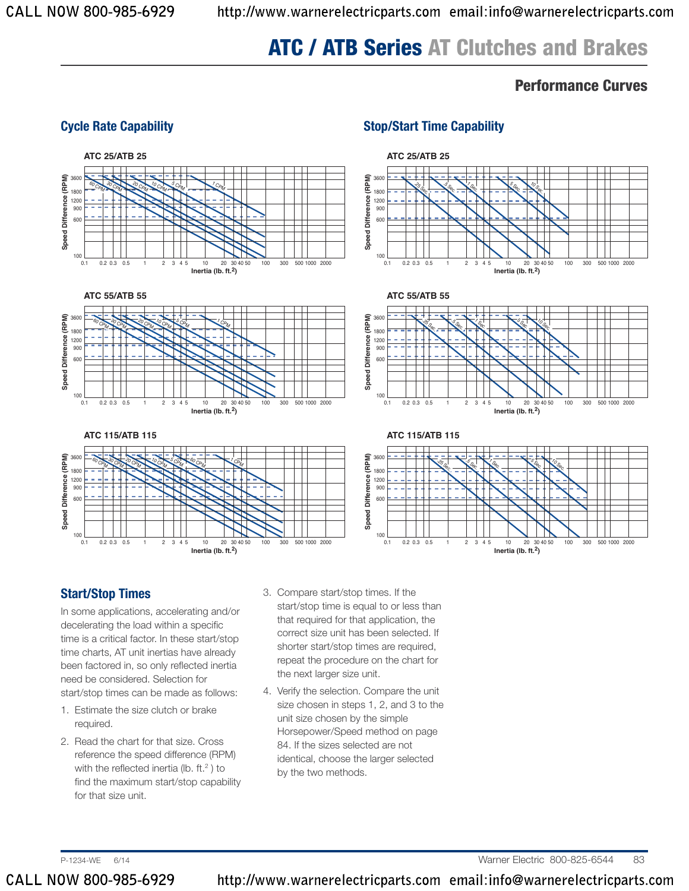# ATC / ATB Series AT Clutches and Brakes

## Performance Curves

### Cycle Rate Capability

#### ATC 25/ATB 25

#### ATC 55/ATB 55

#### ATC 115/ATB 115

### Stop/Start Time Capability

#### ATC 25/ATB 25

#### ATC 55/ATB 55

#### ATC 115/ATB 115

### Start/Stop Times

In some applications, accelerating and/or decelerating the load within a specific time is a critical factor. In these start/stop time charts, AT unit inertias have already been factored in, so only reflected inertia need be considered. Selection for start/stop times can be made as follows:

1. Estimate the size clutch or brake required.
2. Read the chart for that size. Cross reference the speed difference (RPM) with the reflected inertia (lb. ft.$^2$) to find the maximum start/stop capability for that size unit.
3. Compare start/stop times. If the start/stop time is equal to or less than that required for that application, the correct size unit has been selected. If shorter start/stop times are required, repeat the procedure on the chart for the next larger size unit.
4. Verify the selection. Compare the unit size chosen in steps 1, 2, and 3 to the unit size chosen by the simple Horsepower/Speed method on page 84. If the sizes selected are not identical, choose the larger selected by the two methods.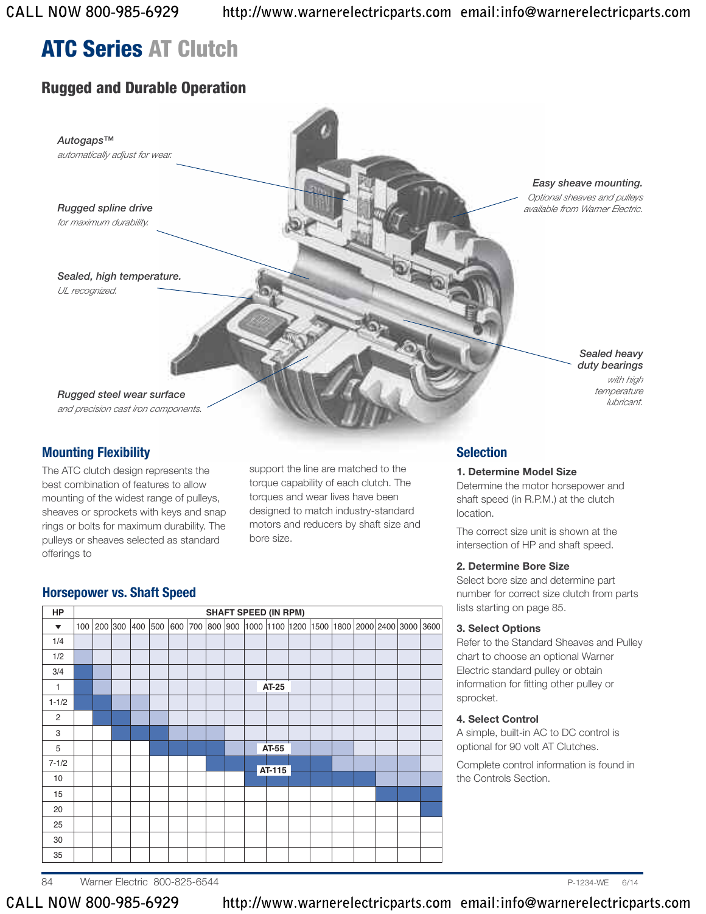# ATC Series AT Clutch

## Rugged and Durable Operation

*Autogaps™* *automatically adjust for wear.*

*Rugged spline drive* *for maximum durability.*

*Sealed, high temperature.* *UL recognized.*

*Rugged steel wear surface* *and precision cast iron components.*

*Easy sheave mounting.* *Optional sheaves and pulleys available from Warner Electric.*

*Sealed heavy duty bearings* *with high temperature lubricant.*

### Mounting Flexibility

The ATC clutch design represents the best combination of features to allow mounting of the widest range of pulleys, sheaves or sprockets with keys and snap rings or bolts for maximum durability. The pulleys or sheaves selected as standard offerings to support the line are matched to the torque capability of each clutch. The torques and wear lives have been designed to match industry-standard motors and reducers by shaft size and bore size.

### Horsepower vs. Shaft Speed

| HP | SHAFT SPEED (IN RPM) | | | | | | | | | | | | | | | | | |
|---|---|---|---|---|---|---|---|---|---|---|---|---|---|---|---|---|---|---|
| ▼ | 100 | 200 | 300 | 400 | 500 | 600 | 700 | 800 | 900 | 1000 | 1100 | 1200 | 1500 | 1800 | 2000 | 2400 | 3000 | 3600 |
| 1/4 | | | | | | | | | | | | | | | | | | |
| 1/2 | | | | | | | | | | | | | | | | | | |
| 3/4 | | | | | | | | | | | | | | | | | | |
| 1 | | | | | | | | | | | AT-25 | | | | | | | |
| 1-1/2 | | | | | | | | | | | | | | | | | | |
| 2 | | | | | | | | | | | | | | | | | | |
| 3 | | | | | | | | | | | | | | | | | | |
| 5 | | | | | | | | | | | AT-55 | | | | | | | |
| 7-1/2 | | | | | | | | | | | AT-115 | | | | | | | |
| 10 | | | | | | | | | | | | | | | | | | |
| 15 | | | | | | | | | | | | | | | | | | |
| 20 | | | | | | | | | | | | | | | | | | |
| 25 | | | | | | | | | | | | | | | | | | |
| 30 | | | | | | | | | | | | | | | | | | |
| 35 | | | | | | | | | | | | | | | | | | |

### Selection

**1. Determine Model Size**

Determine the motor horsepower and shaft speed (in R.P.M.) at the clutch location.

The correct size unit is shown at the intersection of HP and shaft speed.

**2. Determine Bore Size**

Select bore size and determine part number for correct size clutch from parts lists starting on page 85.

**3. Select Options**

Refer to the Standard Sheaves and Pulley chart to choose an optional Warner Electric standard pulley or obtain information for fitting other pulley or sprocket.

**4. Select Control**

A simple, built-in AC to DC control is optional for 90 volt AT Clutches.

Complete control information is found in the Controls Section.

Warner Electric 800-825-6544 P-1234-WE 6/14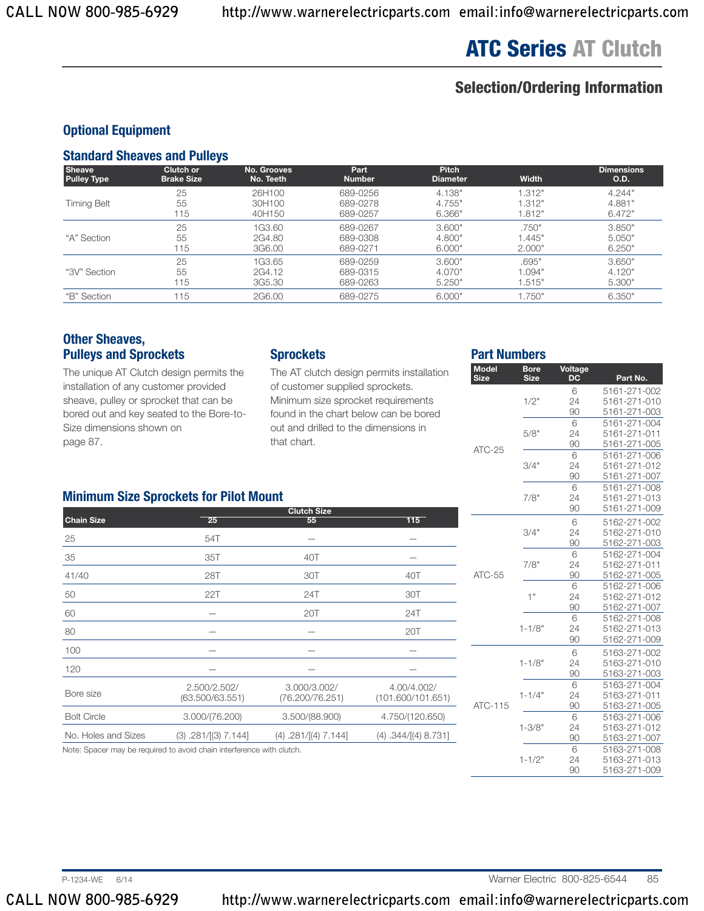# ATC Series AT Clutch

## Selection/Ordering Information

### Optional Equipment

### Standard Sheaves and Pulleys

| Sheave Pulley Type | Clutch or Brake Size | No. Grooves No. Teeth | Part Number | Pitch Diameter | Width | Dimensions O.D. |
|---|---|---|---|---|---|---|
| Timing Belt | 25 | 26H100 | 689-0256 | 4.138" | 1.312" | 4.244" |
| | 55 | 30H100 | 689-0278 | 4.755" | 1.312" | 4.881" |
| | 115 | 40H150 | 689-0257 | 6.366" | 1.812" | 6.472" |
| "A" Section | 25 | 1G3.60 | 689-0267 | 3.600" | .750" | 3.850" |
| | 55 | 2G4.80 | 689-0308 | 4.800" | 1.445" | 5.050" |
| | 115 | 3G6.00 | 689-0271 | 6.000" | 2.000" | 6.250" |
| "3V" Section | 25 | 1G3.65 | 689-0259 | 3.600" | .695" | 3.650" |
| | 55 | 2G4.12 | 689-0315 | 4.070" | 1.094" | 4.120" |
| | 115 | 3G5.30 | 689-0263 | 5.250" | 1.515" | 5.300" |
| "B" Section | 115 | 2G6.00 | 689-0275 | 6.000" | 1.750" | 6.350" |

### Other Sheaves, Pulleys and Sprockets

The unique AT Clutch design permits the installation of any customer provided sheave, pulley or sprocket that can be bored out and key seated to the Bore-to-Size dimensions shown on page 87.

### Sprockets

The AT clutch design permits installation of customer supplied sprockets. Minimum size sprocket requirements found in the chart below can be bored out and drilled to the dimensions in that chart.

### Minimum Size Sprockets for Pilot Mount

| Chain Size | Clutch Size 25 | 55 | 115 |
|---|---|---|---|
| 25 | 54T | — | — |
| 35 | 35T | 40T | — |
| 41/40 | 28T | 30T | 40T |
| 50 | 22T | 24T | 30T |
| 60 | — | 20T | 24T |
| 80 | — | — | 20T |
| 100 | — | — | — |
| 120 | — | — | — |
| Bore size | 2.500/2.502/ (63.500/63.551) | 3.000/3.002/ (76.200/76.251) | 4.00/4.002/ (101.600/101.651) |
| Bolt Circle | 3.000/(76.200) | 3.500/(88.900) | 4.750/(120.650) |
| No. Holes and Sizes | (3) .281/[(3) 7.144] | (4) .281/[(4) 7.144] | (4) .344/[(4) 8.731] |

Note: Spacer may be required to avoid chain interference with clutch.

### Part Numbers

| Model Size | Bore Size | Voltage DC | Part No. |
|---|---|---|---|
| ATC-25 | 1/2" | 6 | 5161-271-002 |
| | | 24 | 5161-271-010 |
| | | 90 | 5161-271-003 |
| | 5/8" | 6 | 5161-271-004 |
| | | 24 | 5161-271-011 |
| | | 90 | 5161-271-005 |
| | 3/4" | 6 | 5161-271-006 |
| | | 24 | 5161-271-012 |
| | | 90 | 5161-271-007 |
| | 7/8" | 6 | 5161-271-008 |
| | | 24 | 5161-271-013 |
| | | 90 | 5161-271-009 |
| ATC-55 | 3/4" | 6 | 5162-271-002 |
| | | 24 | 5162-271-010 |
| | | 90 | 5162-271-003 |
| | 7/8" | 6 | 5162-271-004 |
| | | 24 | 5162-271-011 |
| | | 90 | 5162-271-005 |
| | 1" | 6 | 5162-271-006 |
| | | 24 | 5162-271-012 |
| | | 90 | 5162-271-007 |
| | 1-1/8" | 6 | 5162-271-008 |
| | | 24 | 5162-271-013 |
| | | 90 | 5162-271-009 |
| ATC-115 | 1-1/8" | 6 | 5163-271-002 |
| | | 24 | 5163-271-010 |
| | | 90 | 5163-271-003 |
| | 1-1/4" | 6 | 5163-271-004 |
| | | 24 | 5163-271-011 |
| | | 90 | 5163-271-005 |
| | 1-3/8" | 6 | 5163-271-006 |
| | | 24 | 5163-271-012 |
| | | 90 | 5163-271-007 |
| | 1-1/2" | 6 | 5163-271-008 |
| | | 24 | 5163-271-013 |
| | | 90 | 5163-271-009 |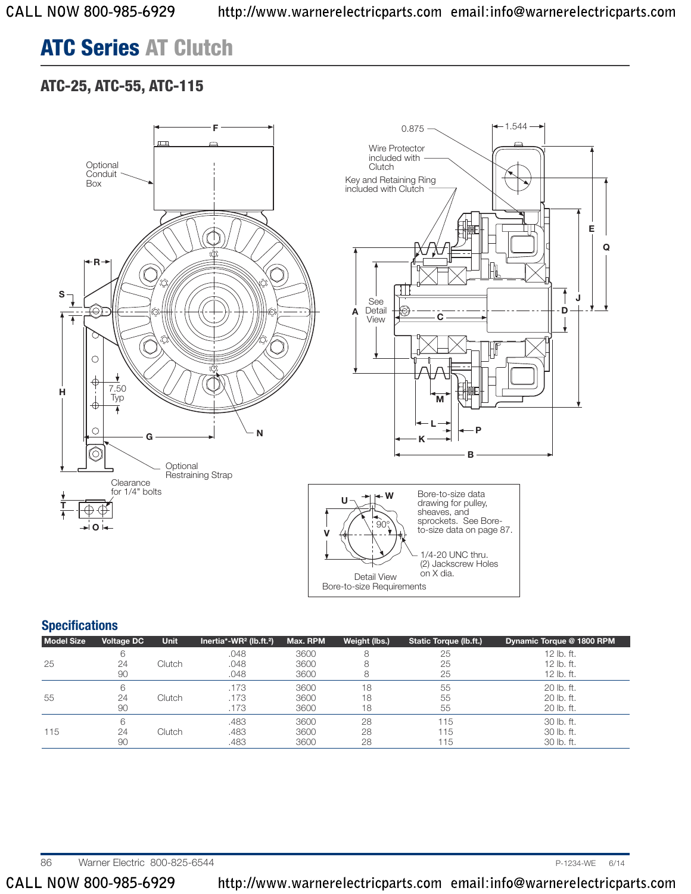# ATC Series AT Clutch

## ATC-25, ATC-55, ATC-115

Optional Conduit Box

Wire Protector included with Clutch

Key and Retaining Ring included with Clutch

See Detail View

Optional Restraining Strap

Clearance for 1/4" bolts

7.50 Typ

0.875

1.544

Bore-to-size data drawing for pulley, sheaves, and sprockets. See Bore-to-size data on page 87.

1/4-20 UNC thru. (2) Jackscrew Holes on X dia.

Detail View
Bore-to-size Requirements

## Specifications

| Model Size | Voltage DC | Unit | Inertia*-WR² (lb.ft.²) | Max. RPM | Weight (lbs.) | Static Torque (lb.ft.) | Dynamic Torque @ 1800 RPM |
|---|---|---|---|---|---|---|---|
| 25 | 6 | Clutch | .048 | 3600 | 8 | 25 | 12 lb. ft. |
| | 24 | | .048 | 3600 | 8 | 25 | 12 lb. ft. |
| | 90 | | .048 | 3600 | 8 | 25 | 12 lb. ft. |
| 55 | 6 | Clutch | .173 | 3600 | 18 | 55 | 20 lb. ft. |
| | 24 | | .173 | 3600 | 18 | 55 | 20 lb. ft. |
| | 90 | | .173 | 3600 | 18 | 55 | 20 lb. ft. |
| 115 | 6 | Clutch | .483 | 3600 | 28 | 115 | 30 lb. ft. |
| | 24 | | .483 | 3600 | 28 | 115 | 30 lb. ft. |
| | 90 | | .483 | 3600 | 28 | 115 | 30 lb. ft. |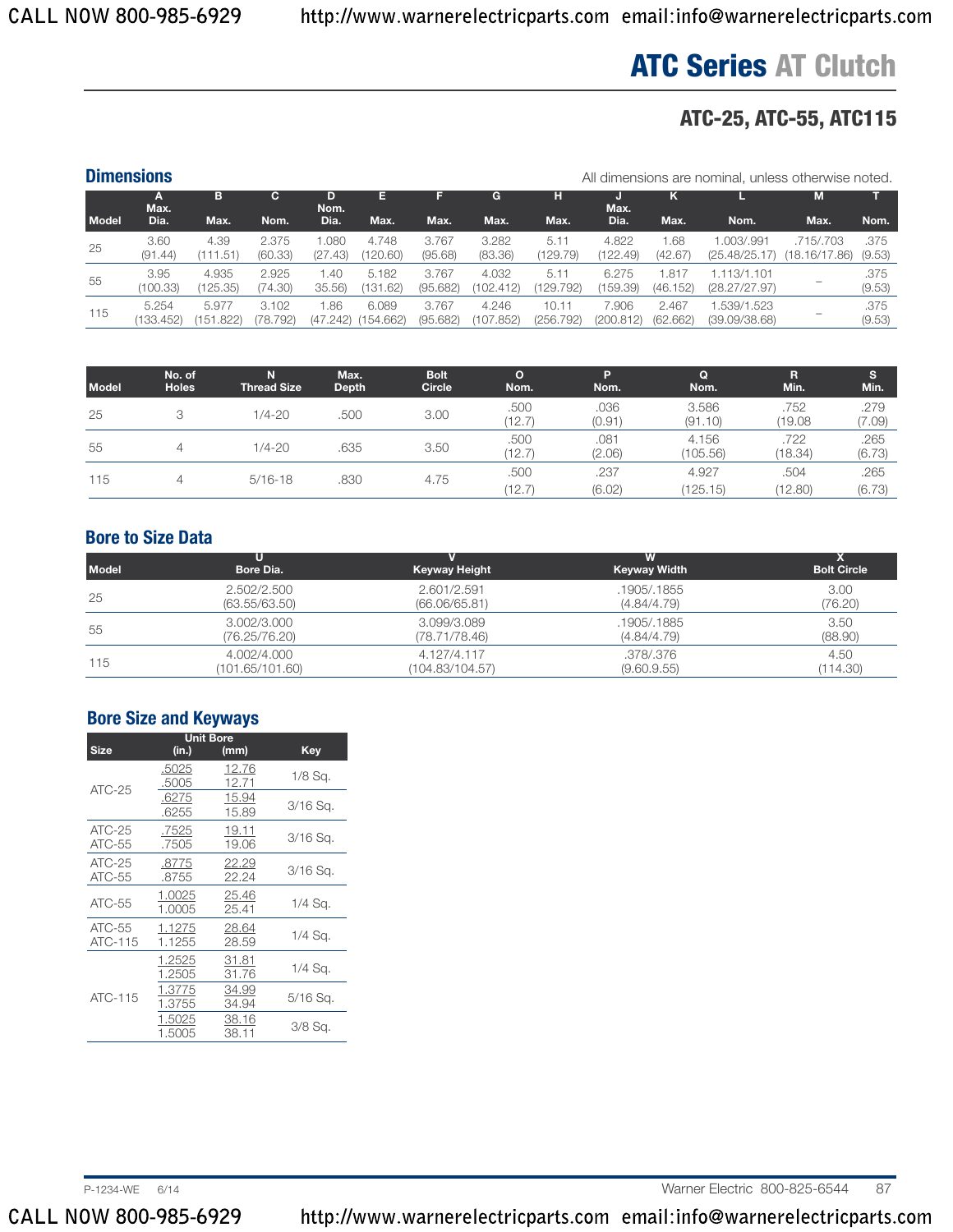# ATC Series AT Clutch

## ATC-25, ATC-55, ATC115

### Dimensions

All dimensions are nominal, unless otherwise noted.

| Model | A Max. Dia. | B Max. | C Nom. | D Nom. Dia. | E Max. | F Max. | G Max. | H Max. | J Max. Dia. | K Max. | L Nom. | M Max. | T Nom. |
|---|---|---|---|---|---|---|---|---|---|---|---|---|---|
| 25 | 3.60 (91.44) | 4.39 (111.51) | 2.375 (60.33) | 1.080 (27.43) | 4.748 (120.60) | 3.767 (95.68) | 3.282 (83.36) | 5.11 (129.79) | 4.822 (122.49) | 1.68 (42.67) | 1.003/.991 (25.48/25.17) | .715/.703 (18.16/17.86) | .375 (9.53) |
| 55 | 3.95 (100.33) | 4.935 (125.35) | 2.925 (74.30) | 1.40 35.56) | 5.182 (131.62) | 3.767 (95.682) | 4.032 (102.412) | 5.11 (129.792) | 6.275 (159.39) | 1.817 (46.152) | 1.113/1.101 (28.27/27.97) | – | .375 (9.53) |
| 115 | 5.254 (133.452) | 5.977 (151.822) | 3.102 (78.792) | 1.86 (47.242) | 6.089 (154.662) | 3.767 (95.682) | 4.246 (107.852) | 10.11 (256.792) | 7.906 (200.812) | 2.467 (62.662) | 1.539/1.523 (39.09/38.68) | – | .375 (9.53) |

| Model | No. of Holes | N Thread Size | Max. Depth | Bolt Circle | O Nom. | P Nom. | Q Nom. | R Min. | S Min. |
|---|---|---|---|---|---|---|---|---|---|
| 25 | 3 | 1/4-20 | .500 | 3.00 | .500 (12.7) | .036 (0.91) | 3.586 (91.10) | .752 (19.08 | .279 (7.09) |
| 55 | 4 | 1/4-20 | .635 | 3.50 | .500 (12.7) | .081 (2.06) | 4.156 (105.56) | .722 (18.34) | .265 (6.73) |
| 115 | 4 | 5/16-18 | .830 | 4.75 | .500 (12.7) | .237 (6.02) | 4.927 (125.15) | .504 (12.80) | .265 (6.73) |

### Bore to Size Data

| Model | U Bore Dia. | V Keyway Height | W Keyway Width | X Bolt Circle |
|---|---|---|---|---|
| 25 | 2.502/2.500 (63.55/63.50) | 2.601/2.591 (66.06/65.81) | .1905/.1855 (4.84/4.79) | 3.00 (76.20) |
| 55 | 3.002/3.000 (76.25/76.20) | 3.099/3.089 (78.71/78.46) | .1905/.1885 (4.84/4.79) | 3.50 (88.90) |
| 115 | 4.002/4.000 (101.65/101.60) | 4.127/4.117 (104.83/104.57) | .378/.376 (9.60.9.55) | 4.50 (114.30) |

### Bore Size and Keyways

| Size | Unit Bore (in.) | Unit Bore (mm) | Key |
|---|---|---|---|
| ATC-25 | .5025 / .5005 | 12.76 / 12.71 | 1/8 Sq. |
| ATC-25 | .6275 / .6255 | 15.94 / 15.89 | 3/16 Sq. |
| ATC-25 ATC-55 | .7525 / .7505 | 19.11 / 19.06 | 3/16 Sq. |
| ATC-25 ATC-55 | .8775 / .8755 | 22.29 / 22.24 | 3/16 Sq. |
| ATC-55 | 1.0025 / 1.0005 | 25.46 / 25.41 | 1/4 Sq. |
| ATC-55 ATC-115 | 1.1275 / 1.1255 | 28.64 / 28.59 | 1/4 Sq. |
| ATC-115 | 1.2525 / 1.2505 | 31.81 / 31.76 | 1/4 Sq. |
| ATC-115 | 1.3775 / 1.3755 | 34.99 / 34.94 | 5/16 Sq. |
| ATC-115 | 1.5025 / 1.5005 | 38.16 / 38.11 | 3/8 Sq. |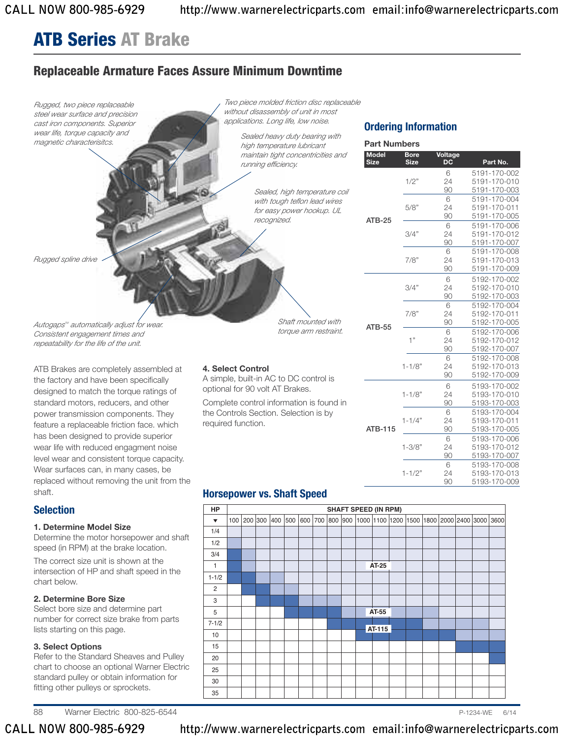# ATB Series AT Brake

## Replaceable Armature Faces Assure Minimum Downtime

*Rugged, two piece replaceable steel wear surface and precision cast iron components. Superior wear life, torque capacity and magnetic characterisitcs.*

*Two piece molded friction disc replaceable without disassembly of unit in most applications. Long life, low noise.*

*Sealed heavy duty bearing with high temperature lubricant maintain tight concentricities and running efficiency.*

*Sealed, high temperature coil with tough teflon lead wires for easy power hookup. UL recognized.*

*Rugged spline drive*

*Autogaps™ automatically adjust for wear. Consistent engagement times and repeatability for the life of the unit.*

*Shaft mounted with torque arm restraint.*

ATB Brakes are completely assembled at the factory and have been specifically designed to match the torque ratings of standard motors, reducers, and other power transmission components. They feature a replaceable friction face. which has been designed to provide superior wear life with reduced engagment noise level wear and consistent torque capacity. Wear surfaces can, in many cases, be replaced without removing the unit from the shaft.

## Selection

**1. Determine Model Size**
Determine the motor horsepower and shaft speed (in RPM) at the brake location.

The correct size unit is shown at the intersection of HP and shaft speed in the chart below.

**2. Determine Bore Size**
Select bore size and determine part number for correct scale brake from parts lists starting on this page.

**3. Select Options**
Refer to the Standard Sheaves and Pulley chart to choose an optional Warner Electric standard pulley or obtain information for fitting other pulleys or sprockets.

**4. Select Control**
A simple, built-in AC to DC control is optional for 90 volt AT Brakes.

Complete control information is found in the Controls Section. Selection is by required function.

## Ordering Information

### Part Numbers

| Model Size | Bore Size | Voltage DC | Part No. |
|---|---|---|---|
| ATB-25 | 1/2" | 6 | 5191-170-002 |
| | | 24 | 5191-170-010 |
| | | 90 | 5191-170-003 |
| | 5/8" | 6 | 5191-170-004 |
| | | 24 | 5191-170-011 |
| | | 90 | 5191-170-005 |
| | 3/4" | 6 | 5191-170-006 |
| | | 24 | 5191-170-012 |
| | | 90 | 5191-170-007 |
| | 7/8" | 6 | 5191-170-008 |
| | | 24 | 5191-170-013 |
| | | 90 | 5191-170-009 |
| ATB-55 | 3/4" | 6 | 5192-170-002 |
| | | 24 | 5192-170-010 |
| | | 90 | 5192-170-003 |
| | 7/8" | 6 | 5192-170-004 |
| | | 24 | 5192-170-011 |
| | | 90 | 5192-170-005 |
| | 1" | 6 | 5192-170-006 |
| | | 24 | 5192-170-012 |
| | | 90 | 5192-170-007 |
| | 1-1/8" | 6 | 5192-170-008 |
| | | 24 | 5192-170-013 |
| | | 90 | 5192-170-009 |
| ATB-115 | 1-1/8" | 6 | 5193-170-002 |
| | | 24 | 5193-170-010 |
| | | 90 | 5193-170-003 |
| | 1-1/4" | 6 | 5193-170-004 |
| | | 24 | 5193-170-011 |
| | | 90 | 5193-170-005 |
| | 1-3/8" | 6 | 5193-170-006 |
| | | 24 | 5193-170-012 |
| | | 90 | 5193-170-007 |
| | 1-1/2" | 6 | 5193-170-008 |
| | | 24 | 5193-170-013 |
| | | 90 | 5193-170-009 |

## Horsepower vs. Shaft Speed

| HP ▼ | SHAFT SPEED (IN RPM): 100 | 200 | 300 | 400 | 500 | 600 | 700 | 800 | 900 | 1000 | 1100 | 1200 | 1500 | 1800 | 2000 | 2400 | 3000 | 3600 |
|---|---|---|---|---|---|---|---|---|---|---|---|---|---|---|---|---|---|---|
| 1/4 | | | | | | | | | | | | | | | | | | |
| 1/2 | | | | | | | | | | | | | | | | | | |
| 3/4 | | | | | | | | | | | | | | | | | | |
| 1 | | | | | | | | | | | AT-25 | | | | | | | |
| 1-1/2 | | | | | | | | | | | | | | | | | | |
| 2 | | | | | | | | | | | | | | | | | | |
| 3 | | | | | | | | | | | | | | | | | | |
| 5 | | | | | | | | | | | AT-55 | | | | | | | |
| 7-1/2 | | | | | | | | | | | | | | | | | | |
| 10 | | | | | | | | | | | AT-115 | | | | | | | |
| 15 | | | | | | | | | | | | | | | | | | |
| 20 | | | | | | | | | | | | | | | | | | |
| 25 | | | | | | | | | | | | | | | | | | |
| 30 | | | | | | | | | | | | | | | | | | |
| 35 | | | | | | | | | | | | | | | | | | |

Warner Electric 800-825-6544 P-1234-WE 6/14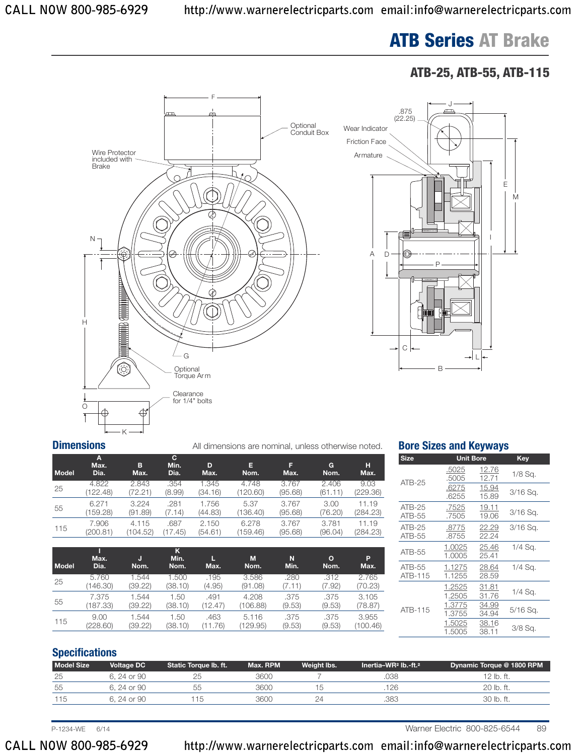# ATB Series AT Brake

## ATB-25, ATB-55, ATB-115

F
Optional Conduit Box
Wire Protector included with Brake
N
H
G
Optional Torque Arm
Clearance for 1/4" bolts
O
K
J
.875 (22.25)
Wear Indicator
Friction Face
Armature
E
M
I
A
D
P
C
L
B

## Dimensions

All dimensions are nominal, unless otherwise noted.

| Model | A Max. Dia. | B Max. | C Min. Dia. | D Max. | E Nom. | F Max. | G Nom. | H Max. |
|---|---|---|---|---|---|---|---|---|
| 25 | 4.822 (122.48) | 2.843 (72.21) | .354 (8.99) | 1.345 (34.16) | 4.748 (120.60) | 3.767 (95.68) | 2.406 (61.11) | 9.03 (229.36) |
| 55 | 6.271 (159.28) | 3.224 (81.89) | .281 (7.14) | 1.756 (44.83) | 5.37 (136.40) | 3.767 (95.68) | 3.00 (76.20) | 11.19 (284.23) |
| 115 | 7.906 (200.81) | 4.115 (104.52) | .687 (17.45) | 2.150 (54.61) | 6.278 (159.46) | 3.767 (95.68) | 3.781 (96.04) | 11.19 (284.23) |

| Model | I Max. Dia. | J Nom. | K Min. Nom. | L Max. | M Nom. | N Min. | O Nom. | P Max. |
|---|---|---|---|---|---|---|---|---|
| 25 | 5.760 (146.30) | 1.544 (39.22) | 1.500 (38.10) | .195 (4.95) | 3.586 (91.08) | .280 (7.11) | .312 (7.92) | 2.765 (70.23) |
| 55 | 7.375 (187.33) | 1.544 (39.22) | 1.50 (38.10) | .491 (12.47) | 4.208 (106.88) | .375 (9.53) | .375 (9.53) | 3.105 (78.87) |
| 115 | 9.00 (228.60) | 1.544 (39.22) | 1.50 (38.10) | .463 (11.76) | 5.116 (129.95) | .375 (9.53) | .375 (9.53) | 3.955 (100.46) |

## Bore Sizes and Keyways

| Size | Unit Bore | | Key |
|---|---|---|---|
| ATB-25 | .5025 / .5005 | 12.76 / 12.71 | 1/8 Sq. |
| | .6275 / .6255 | 15.94 / 15.89 | 3/16 Sq. |
| ATB-25 ATB-55 | .7525 / .7505 | 19.11 / 19.06 | 3/16 Sq. |
| ATB-25 ATB-55 | .8775 / .8755 | 22.29 / 22.24 | 3/16 Sq. |
| ATB-55 | 1.0025 / 1.0005 | 25.46 / 25.41 | 1/4 Sq. |
| ATB-55 ATB-115 | 1.1275 / 1.1255 | 28.64 / 28.59 | 1/4 Sq. |
| ATB-115 | 1.2525 / 1.2505 | 31.81 / 31.76 | 1/4 Sq. |
| | 1.3775 / 1.3755 | 34.99 / 34.94 | 5/16 Sq. |
| | 1.5025 / 1.5005 | 38.16 / 38.11 | 3/8 Sq. |

## Specifications

| Model Size | Voltage DC | Static Torque lb. ft. | Max. RPM | Weight lbs. | Inertia–WR² lb.-ft.² | Dynamic Torque @ 1800 RPM |
|---|---|---|---|---|---|---|
| 25 | 6, 24 or 90 | 25 | 3600 | 7 | .038 | 12 lb. ft. |
| 55 | 6, 24 or 90 | 55 | 3600 | 15 | .126 | 20 lb. ft. |
| 115 | 6, 24 or 90 | 115 | 3600 | 24 | .383 | 30 lb. ft. |

P-1234-WE 6/14 Warner Electric 800-825-6544